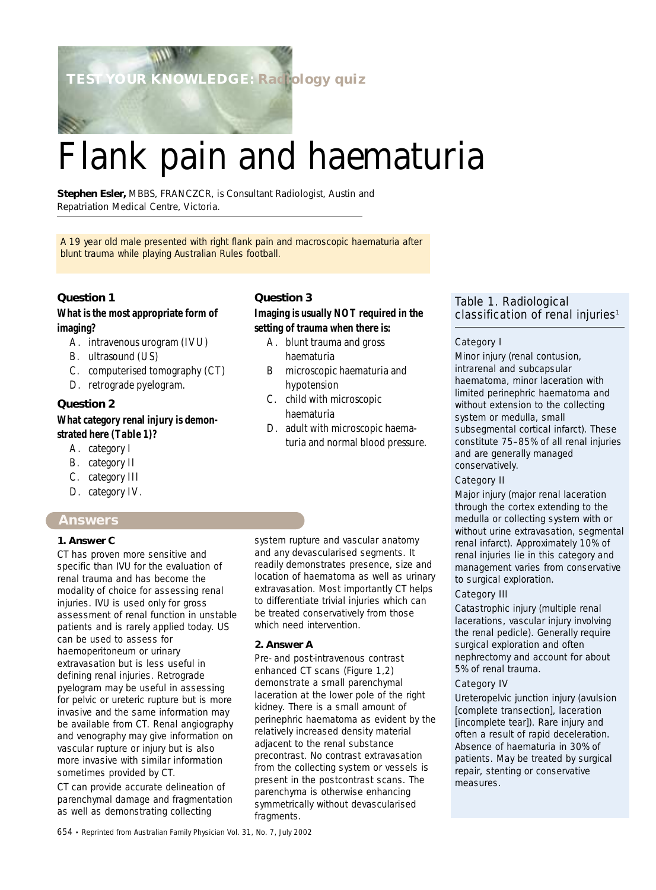TEST YOUR KNOWLEDGE: Radiology quiz

# Flank pain and haematuria

**Stephen Esler,** MBBS, FRANCZCR, is Consultant Radiologist, Austin and Repatriation Medical Centre, Victoria.

A 19 year old male presented with right flank pain and macroscopic haematuria after blunt trauma while playing Australian Rules football.

### Question 1

**What is the most appropriate form of imaging?**

- A. intravenous urogram (IVU)
- B. ultrasound (US)
- C. computerised tomography (CT)
- D. retrograde pyelogram.

### Question 2

**What category renal injury is demonstrated here (*Table 1*)?**

- A. category I
- B. category II
- C. category III
- D. category IV.

### Question 3

**Imaging is usually NOT required in the setting of trauma when there is:**

- A. blunt trauma and gross haematuria
- B microscopic haematuria and hypotension
- C. child with microscopic haematuria
- D. adult with microscopic haematuria and normal blood pressure.

## Answers

**1. Answer C**

CT has proven more sensitive and specific than IVU for the evaluation of renal trauma and has become the modality of choice for assessing renal injuries. IVU is used only for gross assessment of renal function in unstable patients and is rarely applied today. US can be used to assess for haemoperitoneum or urinary extravasation but is less useful in defining renal injuries. Retrograde pyelogram may be useful in assessing for pelvic or ureteric rupture but is more invasive and the same information may be available from CT. Renal angiography and venography may give information on vascular rupture or injury but is also more invasive with similar information sometimes provided by CT.

CT can provide accurate delineation of parenchymal damage and fragmentation as well as demonstrating collecting system rupture and vascular anatomy and any devascularised segments. It readily demonstrates presence, size and location of haematoma as well as urinary extravasation. Most importantly CT helps to differentiate trivial injuries which can be treated conservatively from those which need intervention.

**2. Answer A**

Pre- and post-intravenous contrast enhanced CT scans (Figure 1,2) demonstrate a small parenchymal laceration at the lower pole of the right kidney. There is a small amount of perinephric haematoma as evident by the relatively increased density material adjacent to the renal substance precontrast. No contrast extravasation from the collecting system or vessels is present in the postcontrast scans. The parenchyma is otherwise enhancing symmetrically without devascularised fragments.

### Table 1. Radiological classification of renal injuries[1]

**Category I**

Minor injury (renal contusion, intrarenal and subcapsular haematoma, minor laceration with limited perinephric haematoma and without extension to the collecting system or medulla, small subsegmental cortical infarct). These constitute 75–85% of all renal injuries and are generally managed conservatively.

**Category II**

Major injury (major renal laceration through the cortex extending to the medulla or collecting system with or without urine extravasation, segmental renal infarct). Approximately 10% of renal injuries lie in this category and management varies from conservative to surgical exploration.

**Category III**

Catastrophic injury (multiple renal lacerations, vascular injury involving the renal pedicle). Generally require surgical exploration and often nephrectomy and account for about 5% of renal trauma.

**Category IV**

Ureteropelvic junction injury (avulsion [complete transection], laceration [incomplete tear]). Rare injury and often a result of rapid deceleration. Absence of haematuria in 30% of patients. May be treated by surgical repair, stenting or conservative measures.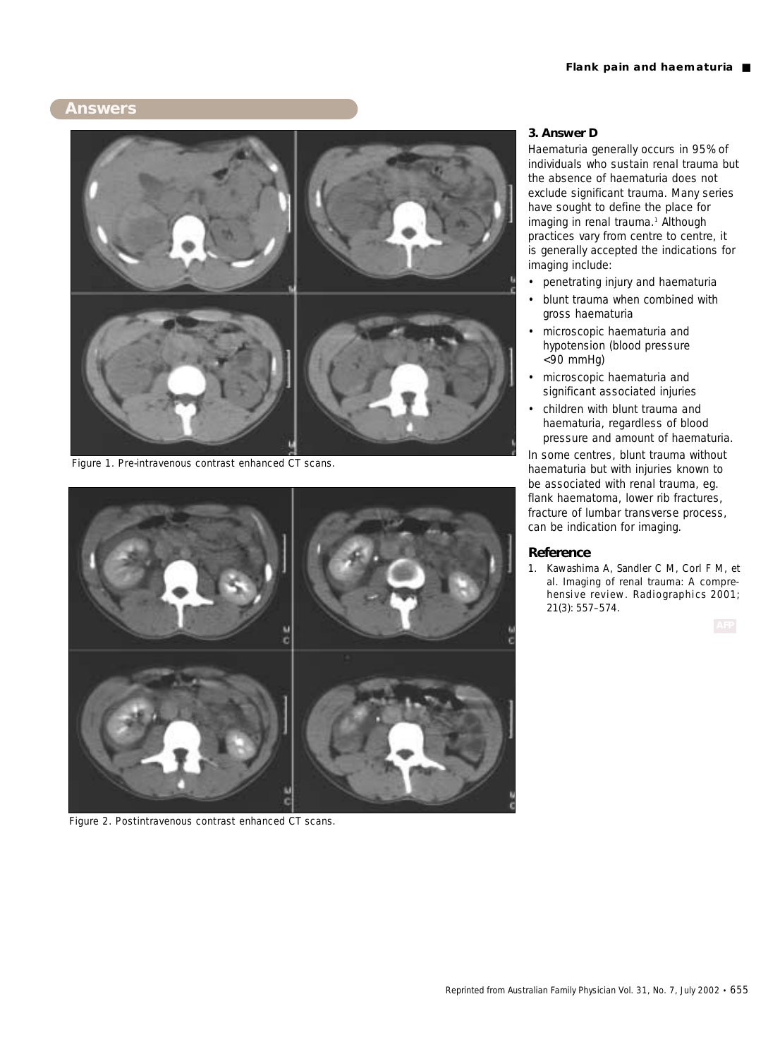## Answers

Figure 1. Pre-intravenous contrast enhanced CT scans.

Figure 2. Postintravenous contrast enhanced CT scans.

### 3. Answer D

Haematuria generally occurs in 95% of individuals who sustain renal trauma but the absence of haematuria does not exclude significant trauma. Many series have sought to define the place for imaging in renal trauma.[1] Although practices vary from centre to centre, it is generally accepted the indications for imaging include:

- penetrating injury and haematuria
- blunt trauma when combined with gross haematuria
- microscopic haematuria and hypotension (blood pressure <90 mmHg)
- microscopic haematuria and significant associated injuries
- children with blunt trauma and haematuria, regardless of blood pressure and amount of haematuria.

In some centres, blunt trauma without haematuria but with injuries known to be associated with renal trauma, eg. flank haematoma, lower rib fractures, fracture of lumbar transverse process, can be indication for imaging.

### Reference

1. Kawashima A, Sandler C M, Corl F M, et al. Imaging of renal trauma: A comprehensive review. Radiographics 2001; 21(3): 557–574.